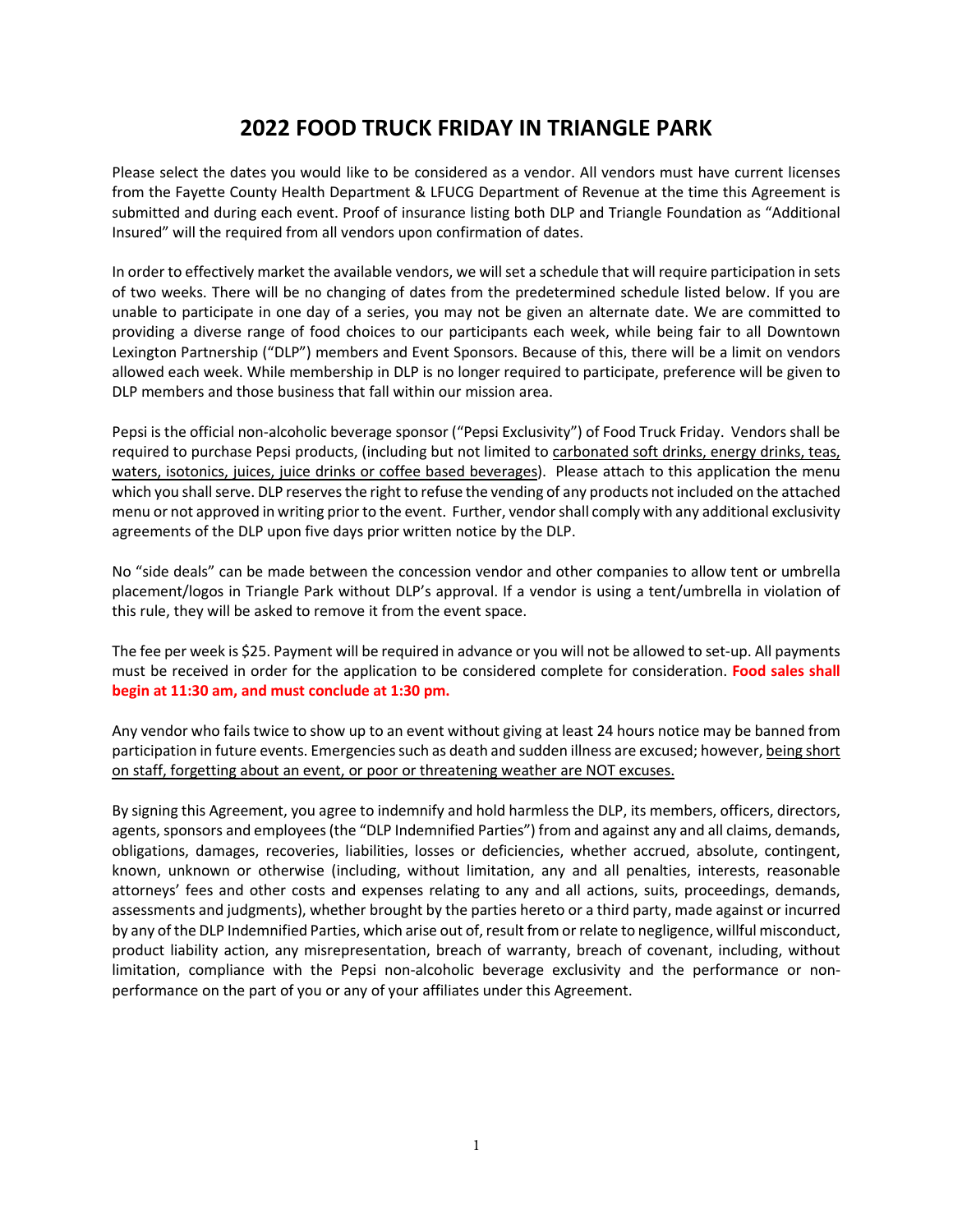# 2022 FOOD TRUCK FRIDAY IN TRIANGLE PARK

Please select the dates you would like to be considered as a vendor. All vendors must have current licenses from the Fayette County Health Department & LFUCG Department of Revenue at the time this Agreement is submitted and during each event. Proof of insurance listing both DLP and Triangle Foundation as "Additional Insured" will the required from all vendors upon confirmation of dates.

In order to effectively market the available vendors, we will set a schedule that will require participation in sets of two weeks. There will be no changing of dates from the predetermined schedule listed below. If you are unable to participate in one day of a series, you may not be given an alternate date. We are committed to providing a diverse range of food choices to our participants each week, while being fair to all Downtown Lexington Partnership ("DLP") members and Event Sponsors. Because of this, there will be a limit on vendors allowed each week. While membership in DLP is no longer required to participate, preference will be given to DLP members and those business that fall within our mission area.

Pepsi is the official non-alcoholic beverage sponsor ("Pepsi Exclusivity") of Food Truck Friday. Vendors shall be required to purchase Pepsi products, (including but not limited to carbonated soft drinks, energy drinks, teas, waters, isotonics, juices, juice drinks or coffee based beverages). Please attach to this application the menu which you shall serve. DLP reserves the right to refuse the vending of any products not included on the attached menu or not approved in writing prior to the event. Further, vendor shall comply with any additional exclusivity agreements of the DLP upon five days prior written notice by the DLP.

No "side deals" can be made between the concession vendor and other companies to allow tent or umbrella placement/logos in Triangle Park without DLP's approval. If a vendor is using a tent/umbrella in violation of this rule, they will be asked to remove it from the event space.

The fee per week is $25. Payment will be required in advance or you will not be allowed to set-up. All payments must be received in order for the application to be considered complete for consideration. **Food sales shall begin at 11:30 am, and must conclude at 1:30 pm.**

Any vendor who fails twice to show up to an event without giving at least 24 hours notice may be banned from participation in future events. Emergencies such as death and sudden illness are excused; however, being short on staff, forgetting about an event, or poor or threatening weather are NOT excuses.

By signing this Agreement, you agree to indemnify and hold harmless the DLP, its members, officers, directors, agents, sponsors and employees (the "DLP Indemnified Parties") from and against any and all claims, demands, obligations, damages, recoveries, liabilities, losses or deficiencies, whether accrued, absolute, contingent, known, unknown or otherwise (including, without limitation, any and all penalties, interests, reasonable attorneys' fees and other costs and expenses relating to any and all actions, suits, proceedings, demands, assessments and judgments), whether brought by the parties hereto or a third party, made against or incurred by any of the DLP Indemnified Parties, which arise out of, result from or relate to negligence, willful misconduct, product liability action, any misrepresentation, breach of warranty, breach of covenant, including, without limitation, compliance with the Pepsi non-alcoholic beverage exclusivity and the performance or non-performance on the part of you or any of your affiliates under this Agreement.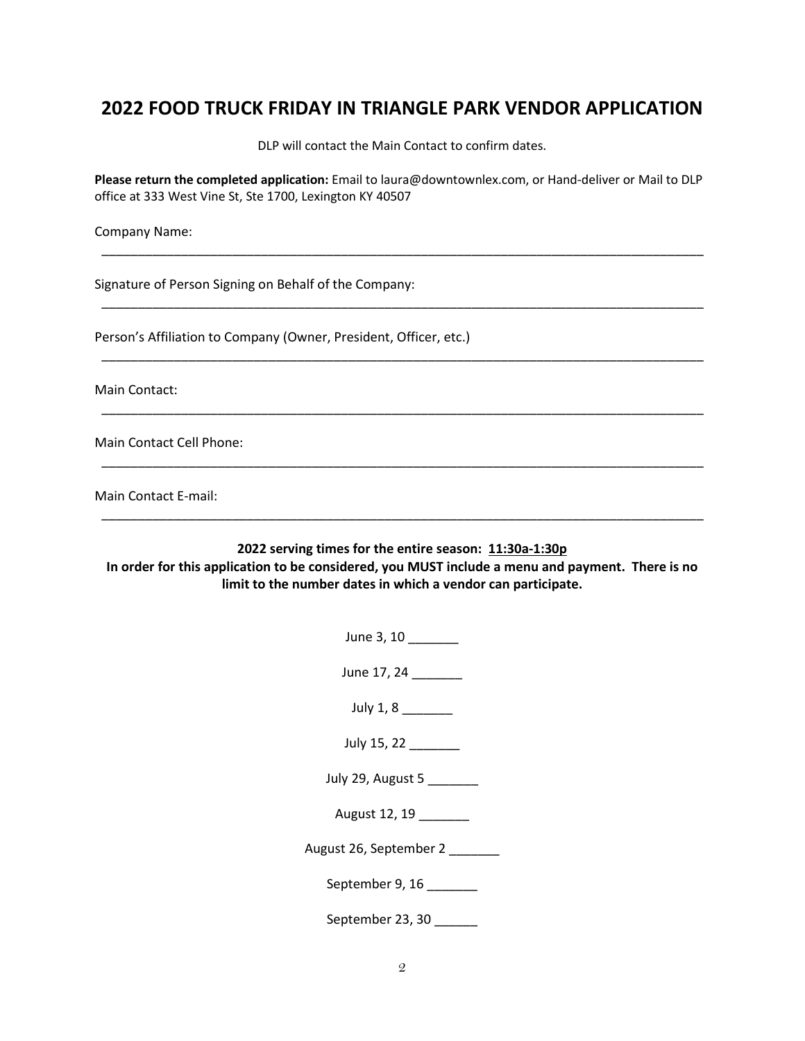# 2022 FOOD TRUCK FRIDAY IN TRIANGLE PARK VENDOR APPLICATION

DLP will contact the Main Contact to confirm dates.

**Please return the completed application:** Email to laura@downtownlex.com, or Hand-deliver or Mail to DLP office at 333 West Vine St, Ste 1700, Lexington KY 40507

Company Name:

____________________________________________________________________________________

Signature of Person Signing on Behalf of the Company:

____________________________________________________________________________________

Person's Affiliation to Company (Owner, President, Officer, etc.)

____________________________________________________________________________________

Main Contact:

____________________________________________________________________________________

Main Contact Cell Phone:

____________________________________________________________________________________

Main Contact E-mail:

____________________________________________________________________________________

**2022 serving times for the entire season: <u>11:30a-1:30p</u>**

**In order for this application to be considered, you MUST include a menu and payment. There is no limit to the number dates in which a vendor can participate.**

June 3, 10 _______

June 17, 24 _______

July 1, 8 _______

July 15, 22 _______

July 29, August 5 _______

August 12, 19 _______

August 26, September 2 _______

September 9, 16 _______

September 23, 30 ______